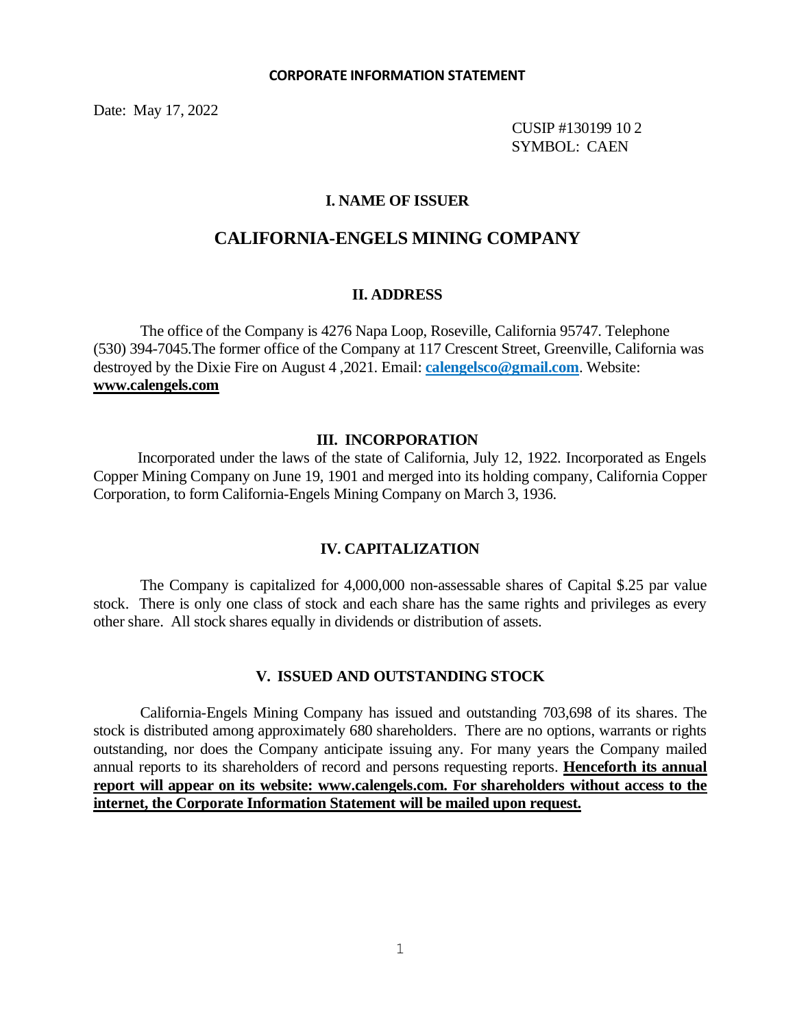**CORPORATE INFORMATION STATEMENT**

Date: May 17, 2022

CUSIP #130199 10 2
SYMBOL: CAEN

## I. NAME OF ISSUER

# CALIFORNIA-ENGELS MINING COMPANY

## II. ADDRESS

The office of the Company is 4276 Napa Loop, Roseville, California 95747. Telephone (530) 394-7045.The former office of the Company at 117 Crescent Street, Greenville, California was destroyed by the Dixie Fire on August 4 ,2021. Email: **calengelsco@gmail.com**. Website: **www.calengels.com**

## III. INCORPORATION

Incorporated under the laws of the state of California, July 12, 1922. Incorporated as Engels Copper Mining Company on June 19, 1901 and merged into its holding company, California Copper Corporation, to form California-Engels Mining Company on March 3, 1936.

## IV. CAPITALIZATION

The Company is capitalized for 4,000,000 non-assessable shares of Capital $.25 par value stock. There is only one class of stock and each share has the same rights and privileges as every other share. All stock shares equally in dividends or distribution of assets.

## V. ISSUED AND OUTSTANDING STOCK

California-Engels Mining Company has issued and outstanding 703,698 of its shares. The stock is distributed among approximately 680 shareholders. There are no options, warrants or rights outstanding, nor does the Company anticipate issuing any. For many years the Company mailed annual reports to its shareholders of record and persons requesting reports. **Henceforth its annual report will appear on its website: www.calengels.com. For shareholders without access to the internet, the Corporate Information Statement will be mailed upon request.**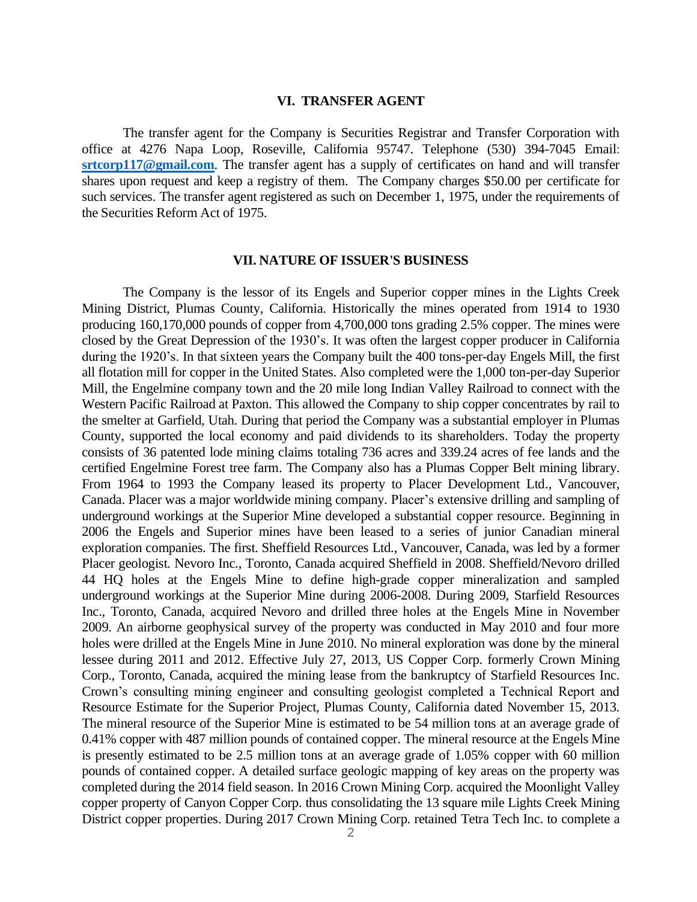## VI. TRANSFER AGENT

The transfer agent for the Company is Securities Registrar and Transfer Corporation with office at 4276 Napa Loop, Roseville, California 95747. Telephone (530) 394-7045 Email: **srtcorp117@gmail.com**. The transfer agent has a supply of certificates on hand and will transfer shares upon request and keep a registry of them. The Company charges $50.00 per certificate for such services. The transfer agent registered as such on December 1, 1975, under the requirements of the Securities Reform Act of 1975.

## VII. NATURE OF ISSUER'S BUSINESS

The Company is the lessor of its Engels and Superior copper mines in the Lights Creek Mining District, Plumas County, California. Historically the mines operated from 1914 to 1930 producing 160,170,000 pounds of copper from 4,700,000 tons grading 2.5% copper. The mines were closed by the Great Depression of the 1930's. It was often the largest copper producer in California during the 1920's. In that sixteen years the Company built the 400 tons-per-day Engels Mill, the first all flotation mill for copper in the United States. Also completed were the 1,000 ton-per-day Superior Mill, the Engelmine company town and the 20 mile long Indian Valley Railroad to connect with the Western Pacific Railroad at Paxton. This allowed the Company to ship copper concentrates by rail to the smelter at Garfield, Utah. During that period the Company was a substantial employer in Plumas County, supported the local economy and paid dividends to its shareholders. Today the property consists of 36 patented lode mining claims totaling 736 acres and 339.24 acres of fee lands and the certified Engelmine Forest tree farm. The Company also has a Plumas Copper Belt mining library. From 1964 to 1993 the Company leased its property to Placer Development Ltd., Vancouver, Canada. Placer was a major worldwide mining company. Placer's extensive drilling and sampling of underground workings at the Superior Mine developed a substantial copper resource. Beginning in 2006 the Engels and Superior mines have been leased to a series of junior Canadian mineral exploration companies. The first. Sheffield Resources Ltd., Vancouver, Canada, was led by a former Placer geologist. Nevoro Inc., Toronto, Canada acquired Sheffield in 2008. Sheffield/Nevoro drilled 44 HQ holes at the Engels Mine to define high-grade copper mineralization and sampled underground workings at the Superior Mine during 2006-2008. During 2009, Starfield Resources Inc., Toronto, Canada, acquired Nevoro and drilled three holes at the Engels Mine in November 2009. An airborne geophysical survey of the property was conducted in May 2010 and four more holes were drilled at the Engels Mine in June 2010. No mineral exploration was done by the mineral lessee during 2011 and 2012. Effective July 27, 2013, US Copper Corp. formerly Crown Mining Corp., Toronto, Canada, acquired the mining lease from the bankruptcy of Starfield Resources Inc. Crown's consulting mining engineer and consulting geologist completed a Technical Report and Resource Estimate for the Superior Project, Plumas County, California dated November 15, 2013. The mineral resource of the Superior Mine is estimated to be 54 million tons at an average grade of 0.41% copper with 487 million pounds of contained copper. The mineral resource at the Engels Mine is presently estimated to be 2.5 million tons at an average grade of 1.05% copper with 60 million pounds of contained copper. A detailed surface geologic mapping of key areas on the property was completed during the 2014 field season. In 2016 Crown Mining Corp. acquired the Moonlight Valley copper property of Canyon Copper Corp. thus consolidating the 13 square mile Lights Creek Mining District copper properties. During 2017 Crown Mining Corp. retained Tetra Tech Inc. to complete a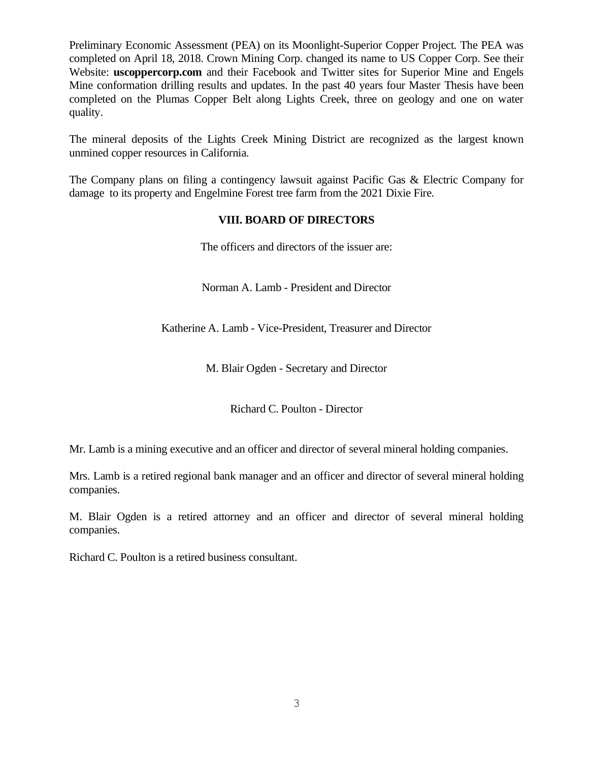Preliminary Economic Assessment (PEA) on its Moonlight-Superior Copper Project. The PEA was completed on April 18, 2018. Crown Mining Corp. changed its name to US Copper Corp. See their Website: **uscoppercorp.com** and their Facebook and Twitter sites for Superior Mine and Engels Mine conformation drilling results and updates. In the past 40 years four Master Thesis have been completed on the Plumas Copper Belt along Lights Creek, three on geology and one on water quality.

The mineral deposits of the Lights Creek Mining District are recognized as the largest known unmined copper resources in California.

The Company plans on filing a contingency lawsuit against Pacific Gas & Electric Company for damage to its property and Engelmine Forest tree farm from the 2021 Dixie Fire.

## VIII. BOARD OF DIRECTORS

The officers and directors of the issuer are:

Norman A. Lamb - President and Director

Katherine A. Lamb - Vice-President, Treasurer and Director

M. Blair Ogden - Secretary and Director

Richard C. Poulton - Director

Mr. Lamb is a mining executive and an officer and director of several mineral holding companies.

Mrs. Lamb is a retired regional bank manager and an officer and director of several mineral holding companies.

M. Blair Ogden is a retired attorney and an officer and director of several mineral holding companies.

Richard C. Poulton is a retired business consultant.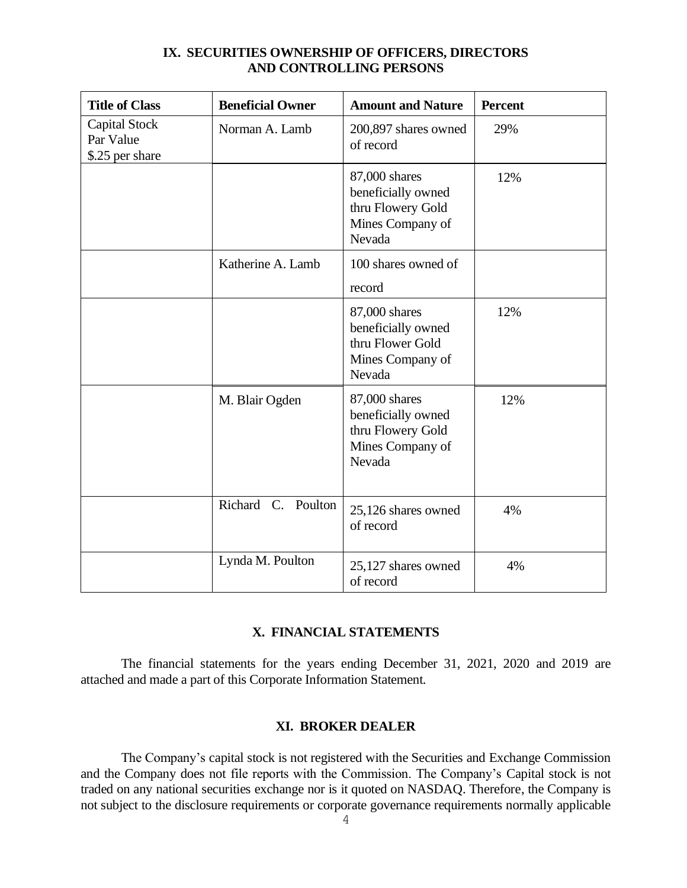## IX. SECURITIES OWNERSHIP OF OFFICERS, DIRECTORS AND CONTROLLING PERSONS

| Title of Class | Beneficial Owner | Amount and Nature | Percent |
|---|---|---|---|
| Capital Stock Par Value $.25 per share | Norman A. Lamb | 200,897 shares owned of record | 29% |
| | | 87,000 shares beneficially owned thru Flowery Gold Mines Company of Nevada | 12% |
| | Katherine A. Lamb | 100 shares owned of record | |
| | | 87,000 shares beneficially owned thru Flower Gold Mines Company of Nevada | 12% |
| | M. Blair Ogden | 87,000 shares beneficially owned thru Flowery Gold Mines Company of Nevada | 12% |
| | Richard C. Poulton | 25,126 shares owned of record | 4% |
| | Lynda M. Poulton | 25,127 shares owned of record | 4% |

## X. FINANCIAL STATEMENTS

The financial statements for the years ending December 31, 2021, 2020 and 2019 are attached and made a part of this Corporate Information Statement.

## XI. BROKER DEALER

The Company's capital stock is not registered with the Securities and Exchange Commission and the Company does not file reports with the Commission. The Company's Capital stock is not traded on any national securities exchange nor is it quoted on NASDAQ. Therefore, the Company is not subject to the disclosure requirements or corporate governance requirements normally applicable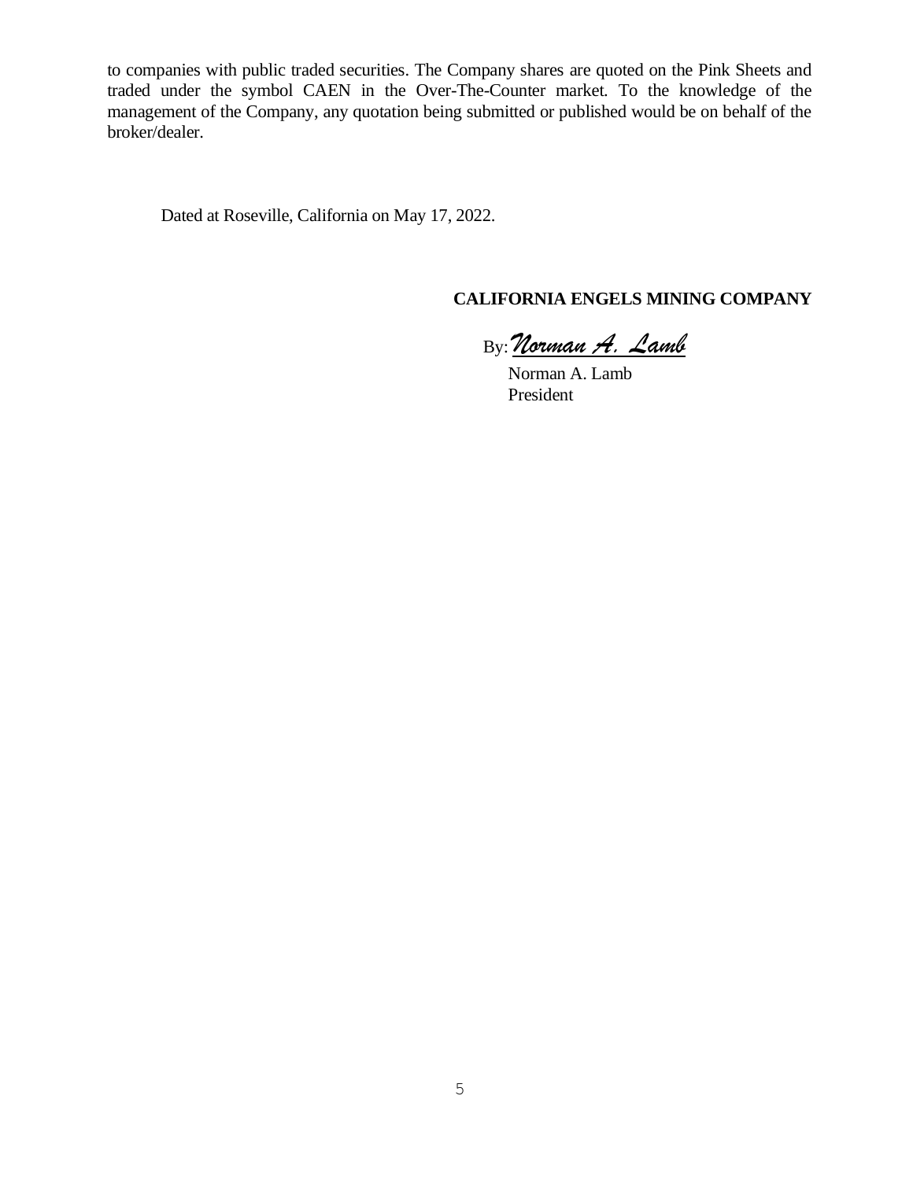to companies with public traded securities. The Company shares are quoted on the Pink Sheets and traded under the symbol CAEN in the Over-The-Counter market. To the knowledge of the management of the Company, any quotation being submitted or published would be on behalf of the broker/dealer.

Dated at Roseville, California on May 17, 2022.

**CALIFORNIA ENGELS MINING COMPANY**

By: *Norman A. Lamb*

Norman A. Lamb
President